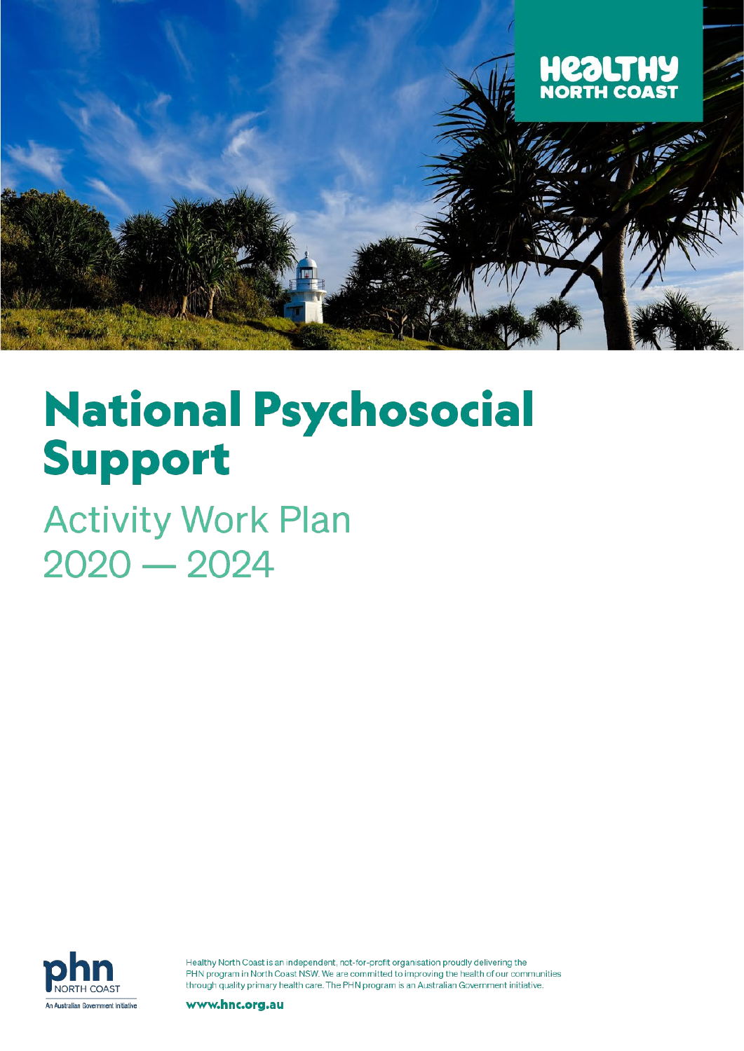HEALTHY NORTH COAST

# National Psychosocial Support

## Activity Work Plan 2020 — 2024

phn NORTH COAST

An Australian Government Initiative

Healthy North Coast is an independent, not-for-profit organisation proudly delivering the PHN program in North Coast NSW. We are committed to improving the health of our communities through quality primary health care. The PHN program is an Australian Government initiative.

www.hnc.org.au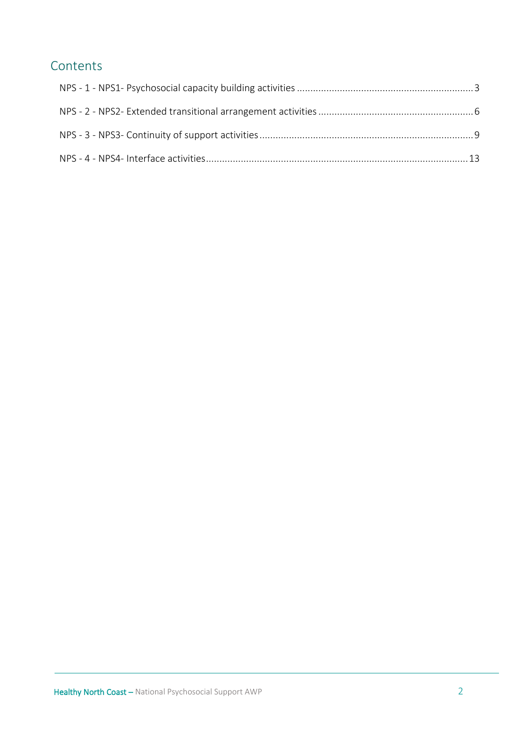## Contents

NPS - 1 - NPS1- Psychosocial capacity building activities ........ 3

NPS - 2 - NPS2- Extended transitional arrangement activities ........ 6

NPS - 3 - NPS3- Continuity of support activities ........ 9

NPS - 4 - NPS4- Interface activities ........ 13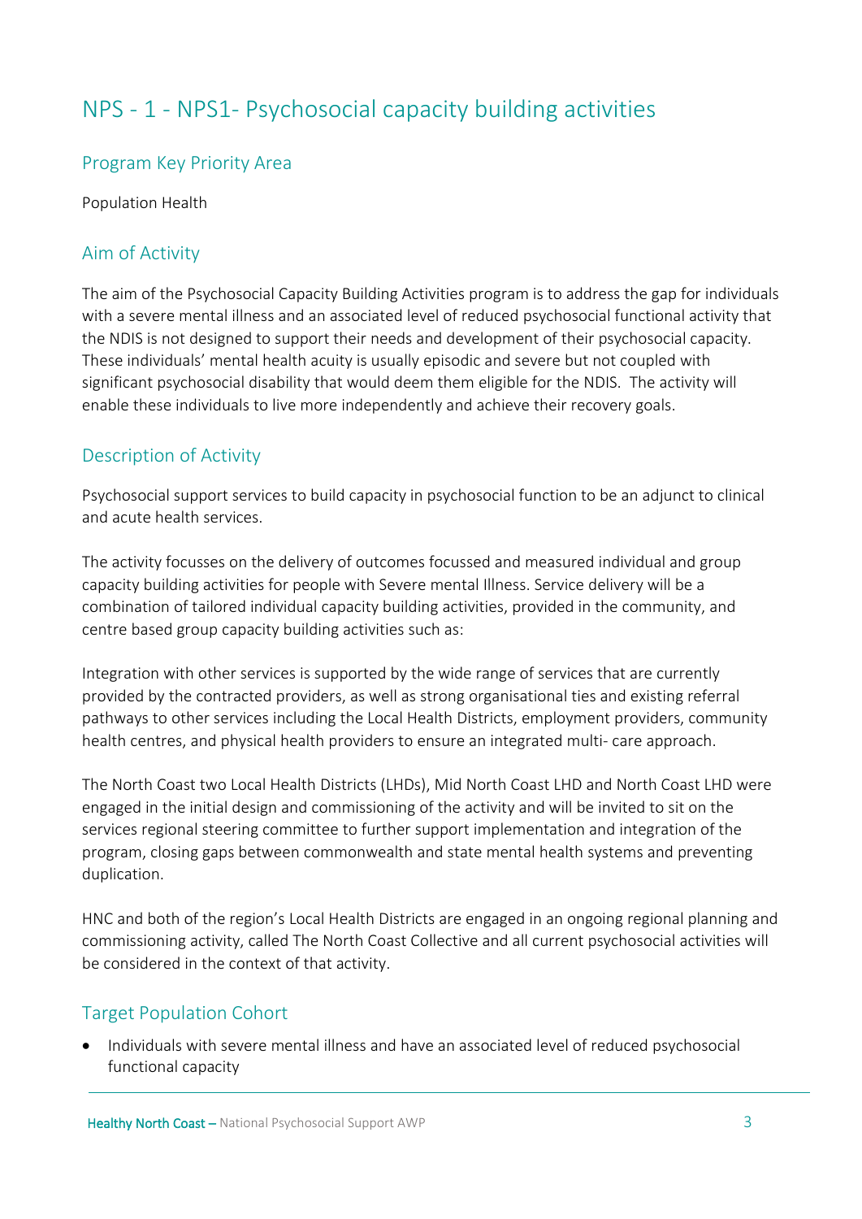# NPS - 1 - NPS1- Psychosocial capacity building activities

## Program Key Priority Area

Population Health

## Aim of Activity

The aim of the Psychosocial Capacity Building Activities program is to address the gap for individuals with a severe mental illness and an associated level of reduced psychosocial functional activity that the NDIS is not designed to support their needs and development of their psychosocial capacity. These individuals' mental health acuity is usually episodic and severe but not coupled with significant psychosocial disability that would deem them eligible for the NDIS. The activity will enable these individuals to live more independently and achieve their recovery goals.

## Description of Activity

Psychosocial support services to build capacity in psychosocial function to be an adjunct to clinical and acute health services.

The activity focusses on the delivery of outcomes focussed and measured individual and group capacity building activities for people with Severe mental Illness. Service delivery will be a combination of tailored individual capacity building activities, provided in the community, and centre based group capacity building activities such as:

Integration with other services is supported by the wide range of services that are currently provided by the contracted providers, as well as strong organisational ties and existing referral pathways to other services including the Local Health Districts, employment providers, community health centres, and physical health providers to ensure an integrated multi- care approach.

The North Coast two Local Health Districts (LHDs), Mid North Coast LHD and North Coast LHD were engaged in the initial design and commissioning of the activity and will be invited to sit on the services regional steering committee to further support implementation and integration of the program, closing gaps between commonwealth and state mental health systems and preventing duplication.

HNC and both of the region's Local Health Districts are engaged in an ongoing regional planning and commissioning activity, called The North Coast Collective and all current psychosocial activities will be considered in the context of that activity.

## Target Population Cohort

- Individuals with severe mental illness and have an associated level of reduced psychosocial functional capacity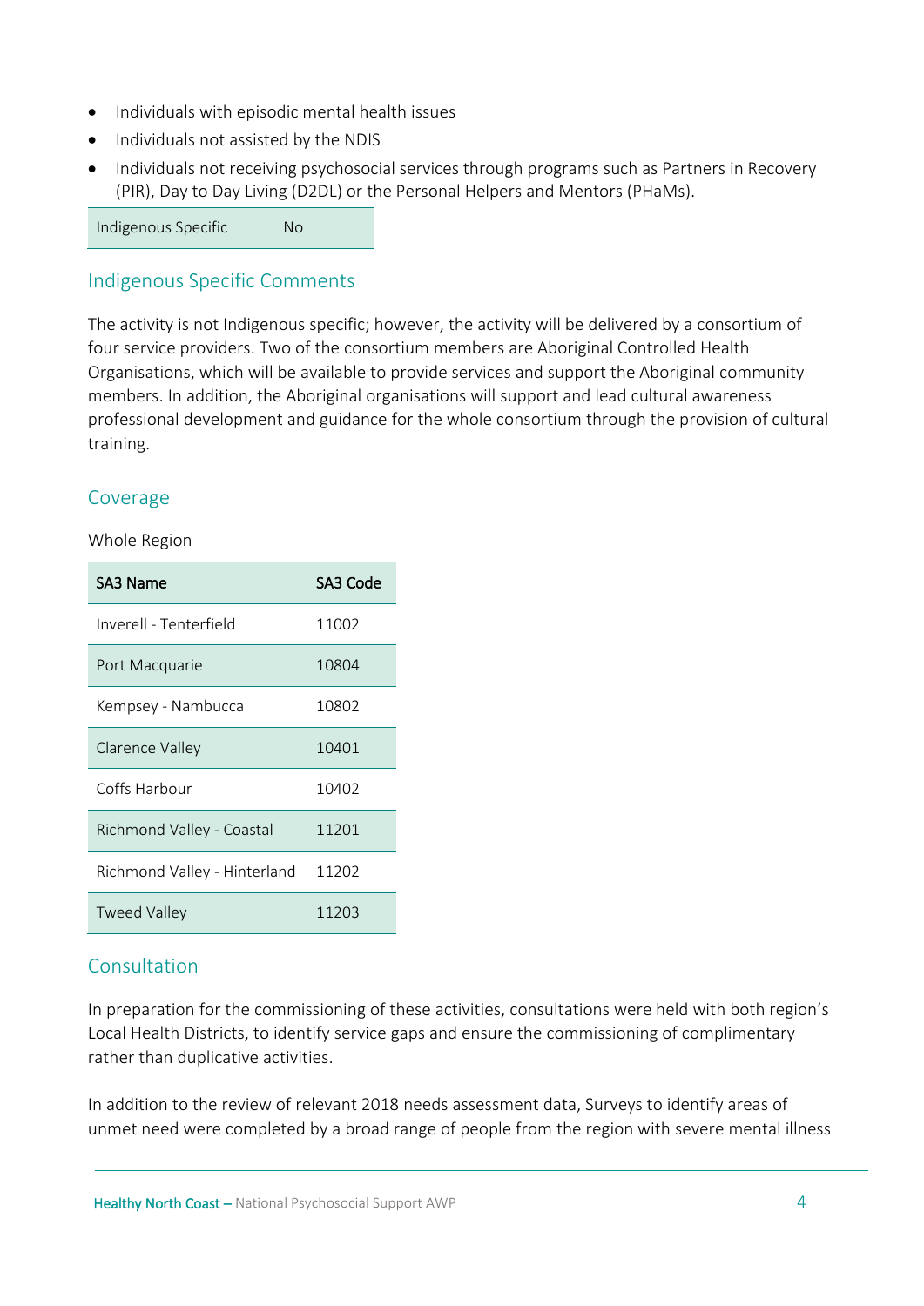- Individuals with episodic mental health issues
- Individuals not assisted by the NDIS
- Individuals not receiving psychosocial services through programs such as Partners in Recovery (PIR), Day to Day Living (D2DL) or the Personal Helpers and Mentors (PHaMs).

| Indigenous Specific | No |
|---|---|

## Indigenous Specific Comments

The activity is not Indigenous specific; however, the activity will be delivered by a consortium of four service providers. Two of the consortium members are Aboriginal Controlled Health Organisations, which will be available to provide services and support the Aboriginal community members. In addition, the Aboriginal organisations will support and lead cultural awareness professional development and guidance for the whole consortium through the provision of cultural training.

## Coverage

Whole Region

| SA3 Name | SA3 Code |
|---|---|
| Inverell - Tenterfield | 11002 |
| Port Macquarie | 10804 |
| Kempsey - Nambucca | 10802 |
| Clarence Valley | 10401 |
| Coffs Harbour | 10402 |
| Richmond Valley - Coastal | 11201 |
| Richmond Valley - Hinterland | 11202 |
| Tweed Valley | 11203 |

## Consultation

In preparation for the commissioning of these activities, consultations were held with both region's Local Health Districts, to identify service gaps and ensure the commissioning of complimentary rather than duplicative activities.

In addition to the review of relevant 2018 needs assessment data, Surveys to identify areas of unmet need were completed by a broad range of people from the region with severe mental illness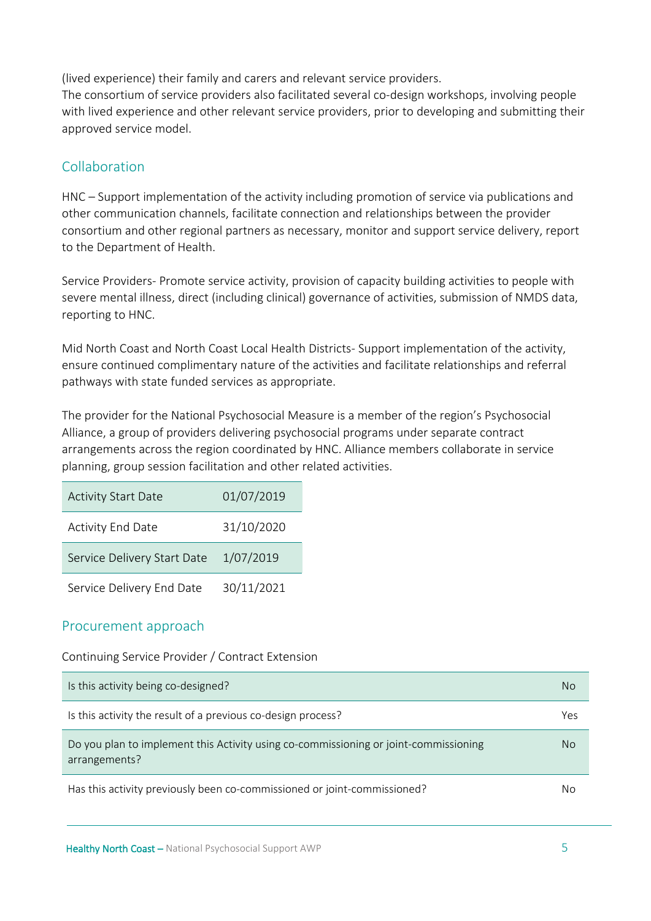(lived experience) their family and carers and relevant service providers.
The consortium of service providers also facilitated several co-design workshops, involving people with lived experience and other relevant service providers, prior to developing and submitting their approved service model.

## Collaboration

HNC – Support implementation of the activity including promotion of service via publications and other communication channels, facilitate connection and relationships between the provider consortium and other regional partners as necessary, monitor and support service delivery, report to the Department of Health.

Service Providers- Promote service activity, provision of capacity building activities to people with severe mental illness, direct (including clinical) governance of activities, submission of NMDS data, reporting to HNC.

Mid North Coast and North Coast Local Health Districts- Support implementation of the activity, ensure continued complimentary nature of the activities and facilitate relationships and referral pathways with state funded services as appropriate.

The provider for the National Psychosocial Measure is a member of the region's Psychosocial Alliance, a group of providers delivering psychosocial programs under separate contract arrangements across the region coordinated by HNC. Alliance members collaborate in service planning, group session facilitation and other related activities.

| | |
|---|---|
| Activity Start Date | 01/07/2019 |
| Activity End Date | 31/10/2020 |
| Service Delivery Start Date | 1/07/2019 |
| Service Delivery End Date | 30/11/2021 |

## Procurement approach

Continuing Service Provider / Contract Extension

| | |
|---|---|
| Is this activity being co-designed? | No |
| Is this activity the result of a previous co-design process? | Yes |
| Do you plan to implement this Activity using co-commissioning or joint-commissioning arrangements? | No |
| Has this activity previously been co-commissioned or joint-commissioned? | No |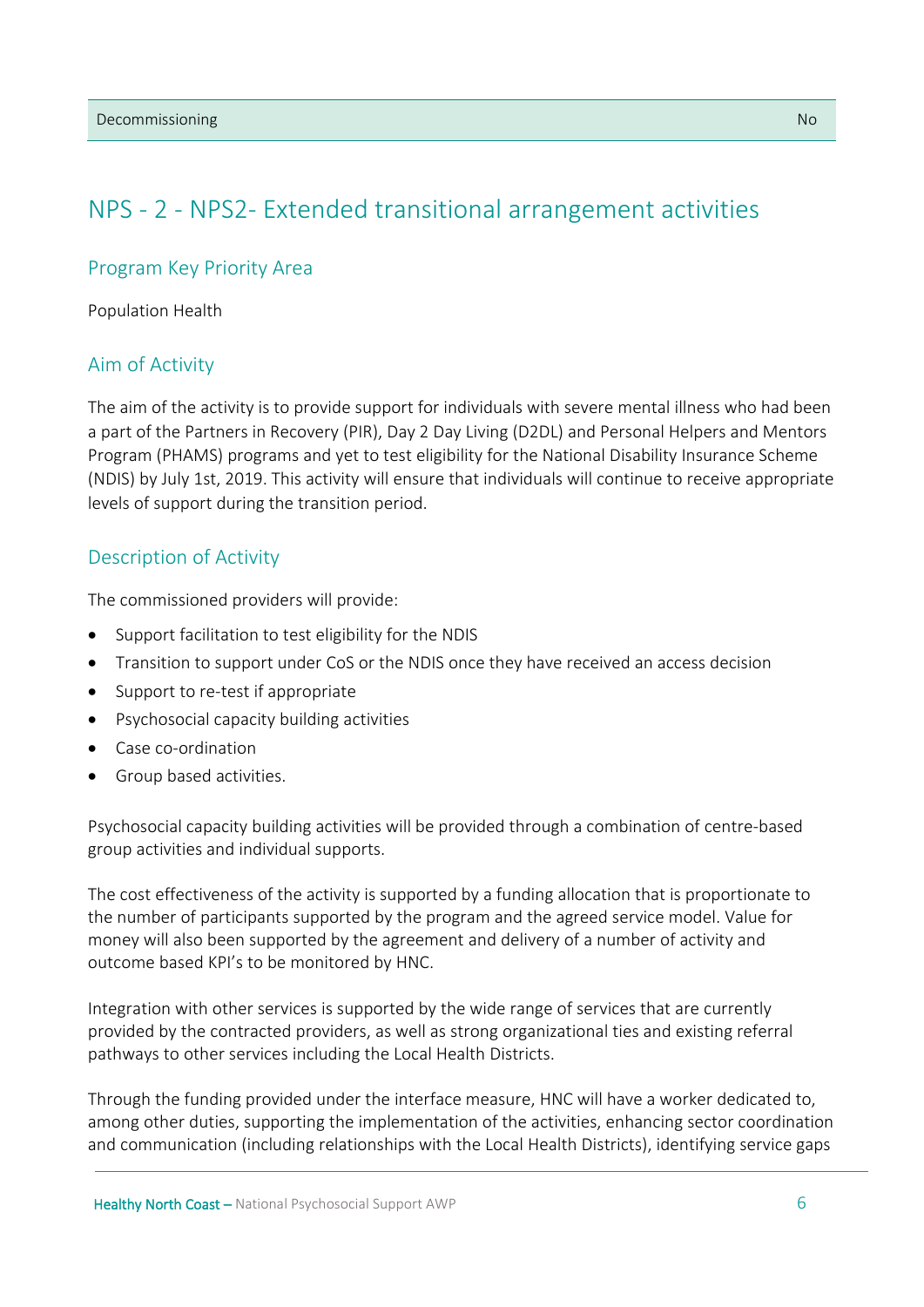| Decommissioning | No |
|---|---|

# NPS - 2 - NPS2- Extended transitional arrangement activities

## Program Key Priority Area

Population Health

## Aim of Activity

The aim of the activity is to provide support for individuals with severe mental illness who had been a part of the Partners in Recovery (PIR), Day 2 Day Living (D2DL) and Personal Helpers and Mentors Program (PHAMS) programs and yet to test eligibility for the National Disability Insurance Scheme (NDIS) by July 1st, 2019. This activity will ensure that individuals will continue to receive appropriate levels of support during the transition period.

## Description of Activity

The commissioned providers will provide:

- Support facilitation to test eligibility for the NDIS
- Transition to support under CoS or the NDIS once they have received an access decision
- Support to re-test if appropriate
- Psychosocial capacity building activities
- Case co-ordination
- Group based activities.

Psychosocial capacity building activities will be provided through a combination of centre-based group activities and individual supports.

The cost effectiveness of the activity is supported by a funding allocation that is proportionate to the number of participants supported by the program and the agreed service model. Value for money will also been supported by the agreement and delivery of a number of activity and outcome based KPI's to be monitored by HNC.

Integration with other services is supported by the wide range of services that are currently provided by the contracted providers, as well as strong organizational ties and existing referral pathways to other services including the Local Health Districts.

Through the funding provided under the interface measure, HNC will have a worker dedicated to, among other duties, supporting the implementation of the activities, enhancing sector coordination and communication (including relationships with the Local Health Districts), identifying service gaps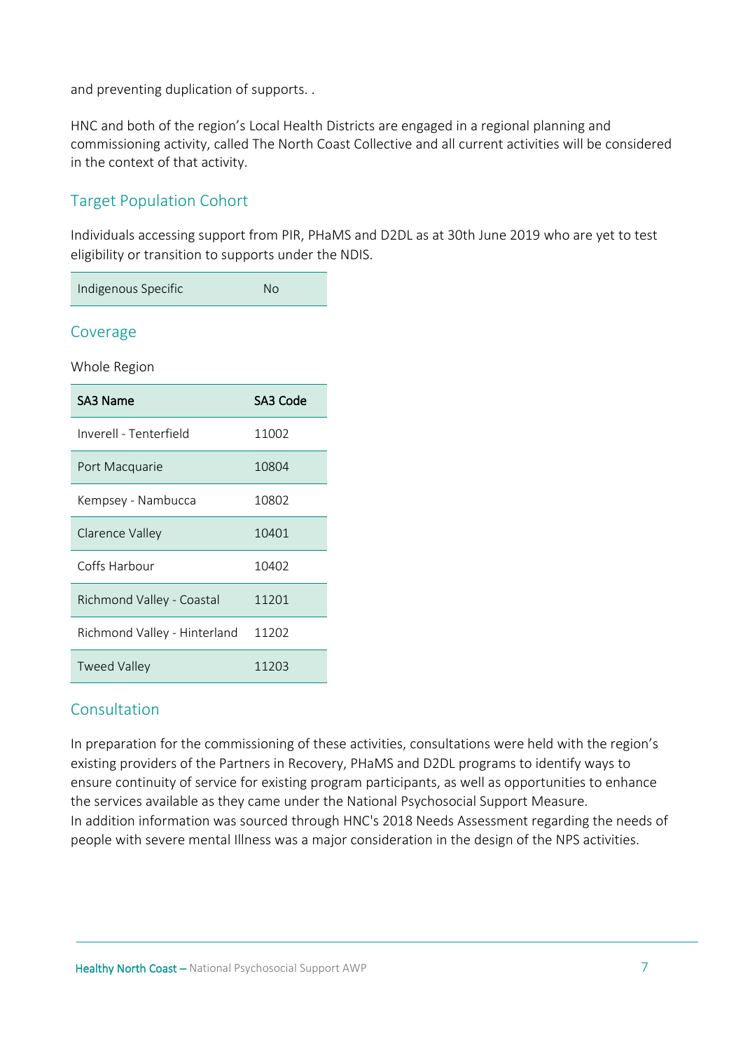and preventing duplication of supports. .

HNC and both of the region's Local Health Districts are engaged in a regional planning and commissioning activity, called The North Coast Collective and all current activities will be considered in the context of that activity.

## Target Population Cohort

Individuals accessing support from PIR, PHaMS and D2DL as at 30th June 2019 who are yet to test eligibility or transition to supports under the NDIS.

| Indigenous Specific | No |
|---|---|

## Coverage

Whole Region

| SA3 Name | SA3 Code |
|---|---|
| Inverell - Tenterfield | 11002 |
| Port Macquarie | 10804 |
| Kempsey - Nambucca | 10802 |
| Clarence Valley | 10401 |
| Coffs Harbour | 10402 |
| Richmond Valley - Coastal | 11201 |
| Richmond Valley - Hinterland | 11202 |
| Tweed Valley | 11203 |

## Consultation

In preparation for the commissioning of these activities, consultations were held with the region's existing providers of the Partners in Recovery, PHaMS and D2DL programs to identify ways to ensure continuity of service for existing program participants, as well as opportunities to enhance the services available as they came under the National Psychosocial Support Measure.
In addition information was sourced through HNC's 2018 Needs Assessment regarding the needs of people with severe mental Illness was a major consideration in the design of the NPS activities.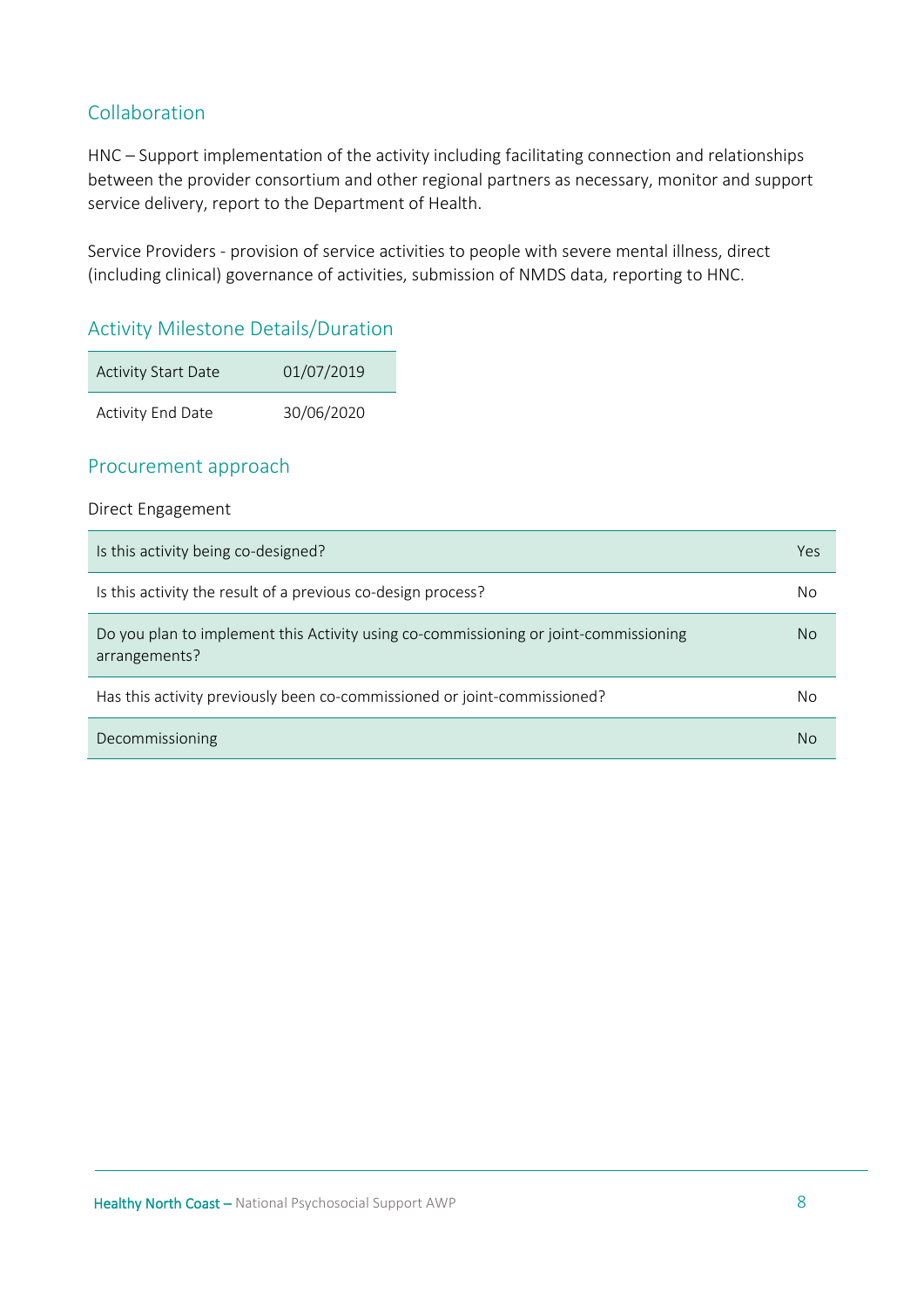## Collaboration

HNC – Support implementation of the activity including facilitating connection and relationships between the provider consortium and other regional partners as necessary, monitor and support service delivery, report to the Department of Health.

Service Providers - provision of service activities to people with severe mental illness, direct (including clinical) governance of activities, submission of NMDS data, reporting to HNC.

## Activity Milestone Details/Duration

| Activity Start Date | 01/07/2019 |
|---|---|
| Activity End Date | 30/06/2020 |

## Procurement approach

Direct Engagement

| Is this activity being co-designed? | Yes |
|---|---|
| Is this activity the result of a previous co-design process? | No |
| Do you plan to implement this Activity using co-commissioning or joint-commissioning arrangements? | No |
| Has this activity previously been co-commissioned or joint-commissioned? | No |
| Decommissioning | No |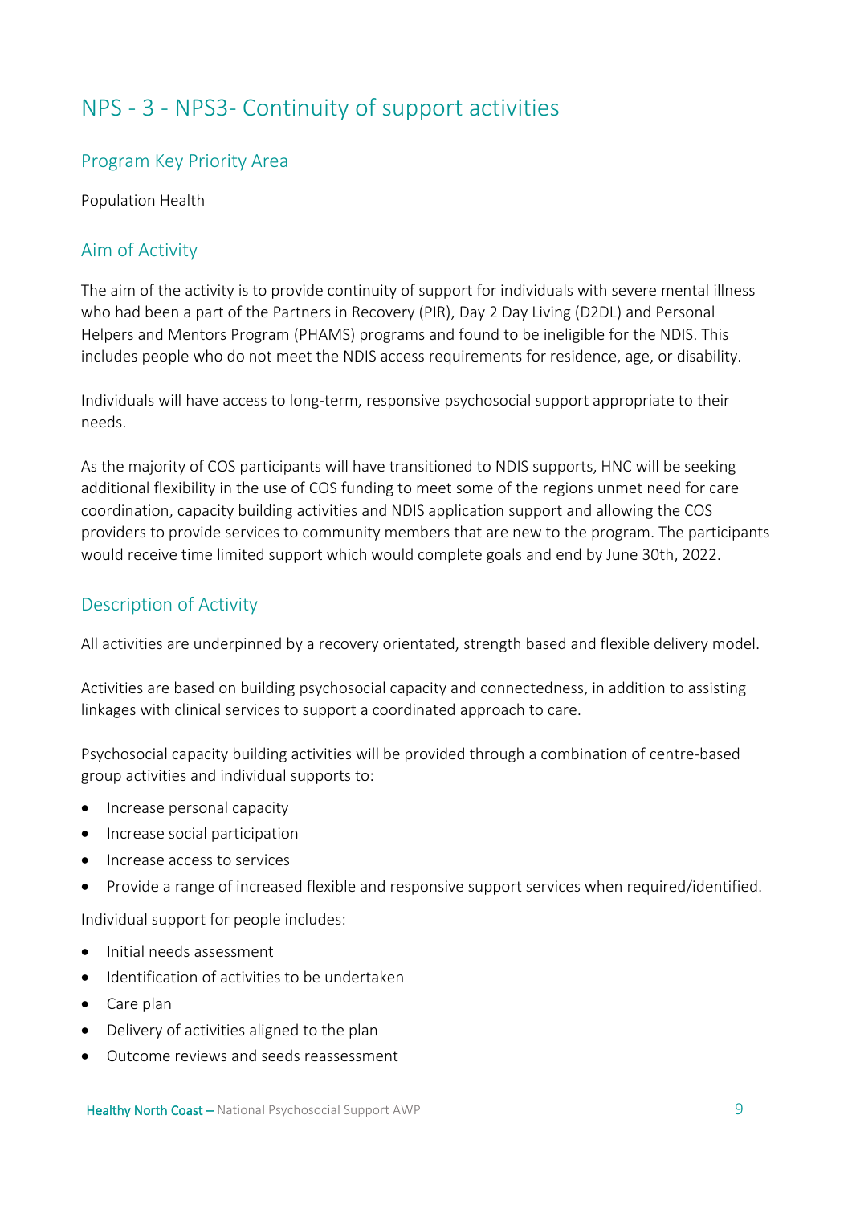# NPS - 3 - NPS3- Continuity of support activities

## Program Key Priority Area

Population Health

## Aim of Activity

The aim of the activity is to provide continuity of support for individuals with severe mental illness who had been a part of the Partners in Recovery (PIR), Day 2 Day Living (D2DL) and Personal Helpers and Mentors Program (PHAMS) programs and found to be ineligible for the NDIS. This includes people who do not meet the NDIS access requirements for residence, age, or disability.

Individuals will have access to long-term, responsive psychosocial support appropriate to their needs.

As the majority of COS participants will have transitioned to NDIS supports, HNC will be seeking additional flexibility in the use of COS funding to meet some of the regions unmet need for care coordination, capacity building activities and NDIS application support and allowing the COS providers to provide services to community members that are new to the program. The participants would receive time limited support which would complete goals and end by June 30th, 2022.

## Description of Activity

All activities are underpinned by a recovery orientated, strength based and flexible delivery model.

Activities are based on building psychosocial capacity and connectedness, in addition to assisting linkages with clinical services to support a coordinated approach to care.

Psychosocial capacity building activities will be provided through a combination of centre-based group activities and individual supports to:

- Increase personal capacity
- Increase social participation
- Increase access to services
- Provide a range of increased flexible and responsive support services when required/identified.

Individual support for people includes:

- Initial needs assessment
- Identification of activities to be undertaken
- Care plan
- Delivery of activities aligned to the plan
- Outcome reviews and seeds reassessment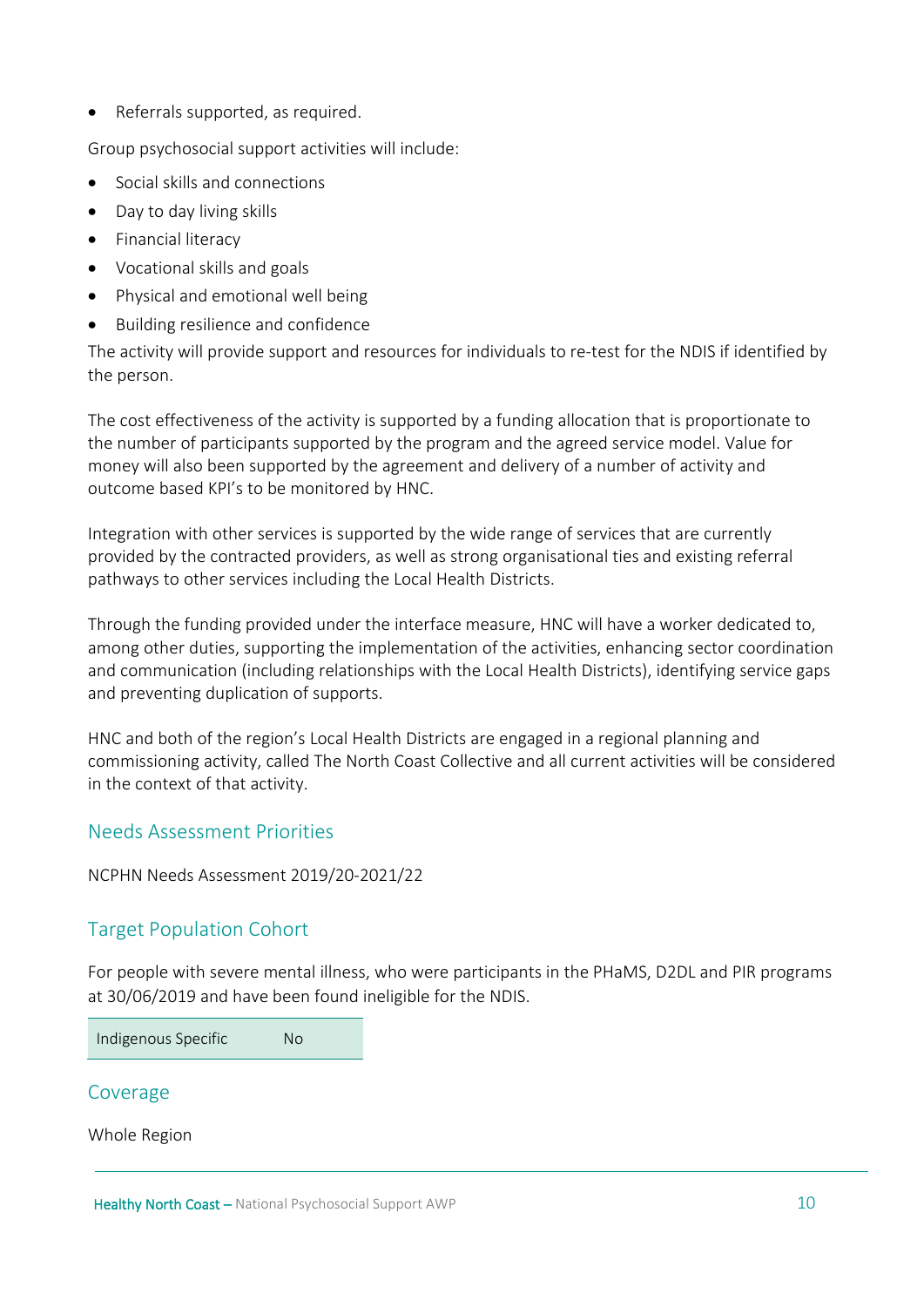- Referrals supported, as required.

Group psychosocial support activities will include:

- Social skills and connections
- Day to day living skills
- Financial literacy
- Vocational skills and goals
- Physical and emotional well being
- Building resilience and confidence

The activity will provide support and resources for individuals to re-test for the NDIS if identified by the person.

The cost effectiveness of the activity is supported by a funding allocation that is proportionate to the number of participants supported by the program and the agreed service model. Value for money will also been supported by the agreement and delivery of a number of activity and outcome based KPI's to be monitored by HNC.

Integration with other services is supported by the wide range of services that are currently provided by the contracted providers, as well as strong organisational ties and existing referral pathways to other services including the Local Health Districts.

Through the funding provided under the interface measure, HNC will have a worker dedicated to, among other duties, supporting the implementation of the activities, enhancing sector coordination and communication (including relationships with the Local Health Districts), identifying service gaps and preventing duplication of supports.

HNC and both of the region's Local Health Districts are engaged in a regional planning and commissioning activity, called The North Coast Collective and all current activities will be considered in the context of that activity.

## Needs Assessment Priorities

NCPHN Needs Assessment 2019/20-2021/22

## Target Population Cohort

For people with severe mental illness, who were participants in the PHaMS, D2DL and PIR programs at 30/06/2019 and have been found ineligible for the NDIS.

| Indigenous Specific | No |
|---|---|

## Coverage

Whole Region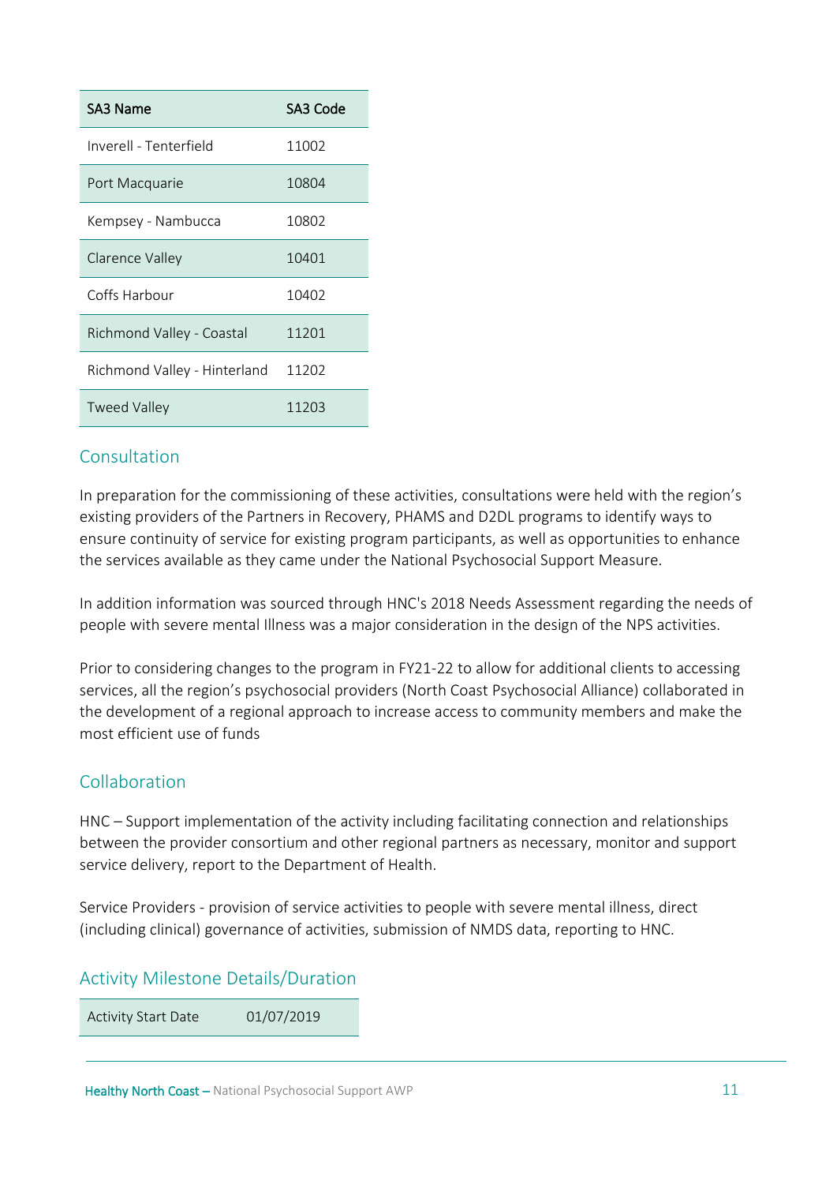| SA3 Name | SA3 Code |
|---|---|
| Inverell - Tenterfield | 11002 |
| Port Macquarie | 10804 |
| Kempsey - Nambucca | 10802 |
| Clarence Valley | 10401 |
| Coffs Harbour | 10402 |
| Richmond Valley - Coastal | 11201 |
| Richmond Valley - Hinterland | 11202 |
| Tweed Valley | 11203 |

## Consultation

In preparation for the commissioning of these activities, consultations were held with the region's existing providers of the Partners in Recovery, PHAMS and D2DL programs to identify ways to ensure continuity of service for existing program participants, as well as opportunities to enhance the services available as they came under the National Psychosocial Support Measure.

In addition information was sourced through HNC's 2018 Needs Assessment regarding the needs of people with severe mental Illness was a major consideration in the design of the NPS activities.

Prior to considering changes to the program in FY21-22 to allow for additional clients to accessing services, all the region's psychosocial providers (North Coast Psychosocial Alliance) collaborated in the development of a regional approach to increase access to community members and make the most efficient use of funds

## Collaboration

HNC – Support implementation of the activity including facilitating connection and relationships between the provider consortium and other regional partners as necessary, monitor and support service delivery, report to the Department of Health.

Service Providers - provision of service activities to people with severe mental illness, direct (including clinical) governance of activities, submission of NMDS data, reporting to HNC.

## Activity Milestone Details/Duration

| Activity Start Date | 01/07/2019 |
|---|---|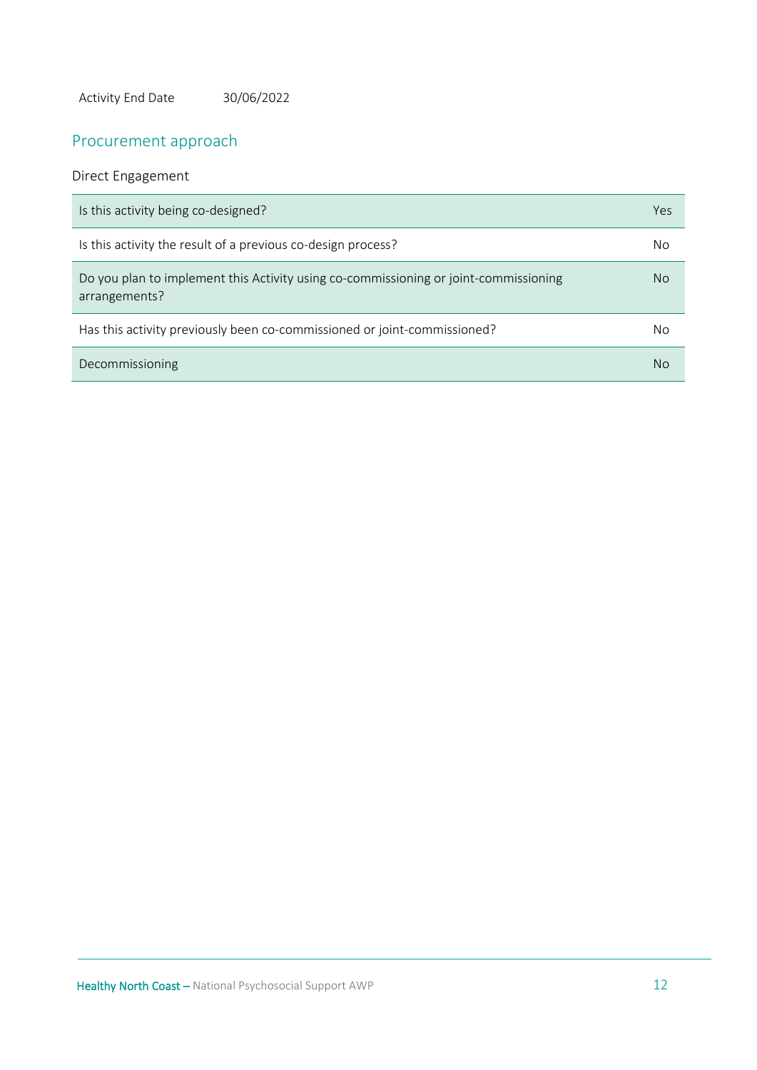Activity End Date 30/06/2022

## Procurement approach

Direct Engagement

| | |
|---|---|
| Is this activity being co-designed? | Yes |
| Is this activity the result of a previous co-design process? | No |
| Do you plan to implement this Activity using co-commissioning or joint-commissioning arrangements? | No |
| Has this activity previously been co-commissioned or joint-commissioned? | No |
| Decommissioning | No |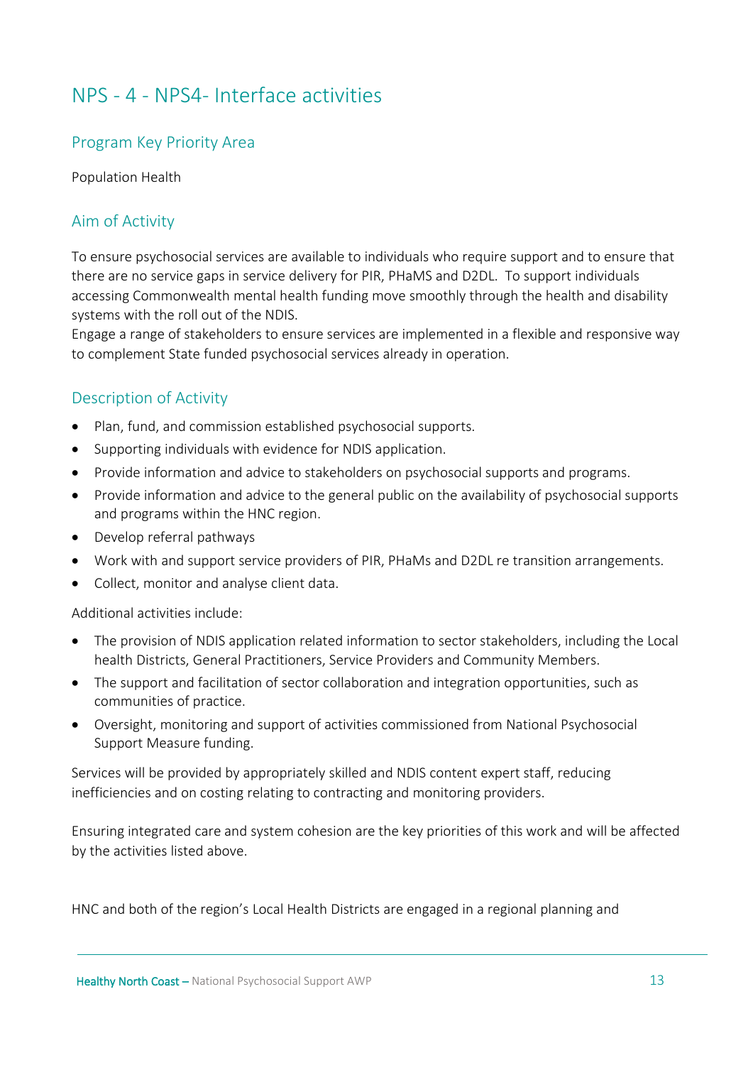# NPS - 4 - NPS4- Interface activities

## Program Key Priority Area

Population Health

## Aim of Activity

To ensure psychosocial services are available to individuals who require support and to ensure that there are no service gaps in service delivery for PIR, PHaMS and D2DL. To support individuals accessing Commonwealth mental health funding move smoothly through the health and disability systems with the roll out of the NDIS.

Engage a range of stakeholders to ensure services are implemented in a flexible and responsive way to complement State funded psychosocial services already in operation.

## Description of Activity

- Plan, fund, and commission established psychosocial supports.
- Supporting individuals with evidence for NDIS application.
- Provide information and advice to stakeholders on psychosocial supports and programs.
- Provide information and advice to the general public on the availability of psychosocial supports and programs within the HNC region.
- Develop referral pathways
- Work with and support service providers of PIR, PHaMs and D2DL re transition arrangements.
- Collect, monitor and analyse client data.

Additional activities include:

- The provision of NDIS application related information to sector stakeholders, including the Local health Districts, General Practitioners, Service Providers and Community Members.
- The support and facilitation of sector collaboration and integration opportunities, such as communities of practice.
- Oversight, monitoring and support of activities commissioned from National Psychosocial Support Measure funding.

Services will be provided by appropriately skilled and NDIS content expert staff, reducing inefficiencies and on costing relating to contracting and monitoring providers.

Ensuring integrated care and system cohesion are the key priorities of this work and will be affected by the activities listed above.

HNC and both of the region's Local Health Districts are engaged in a regional planning and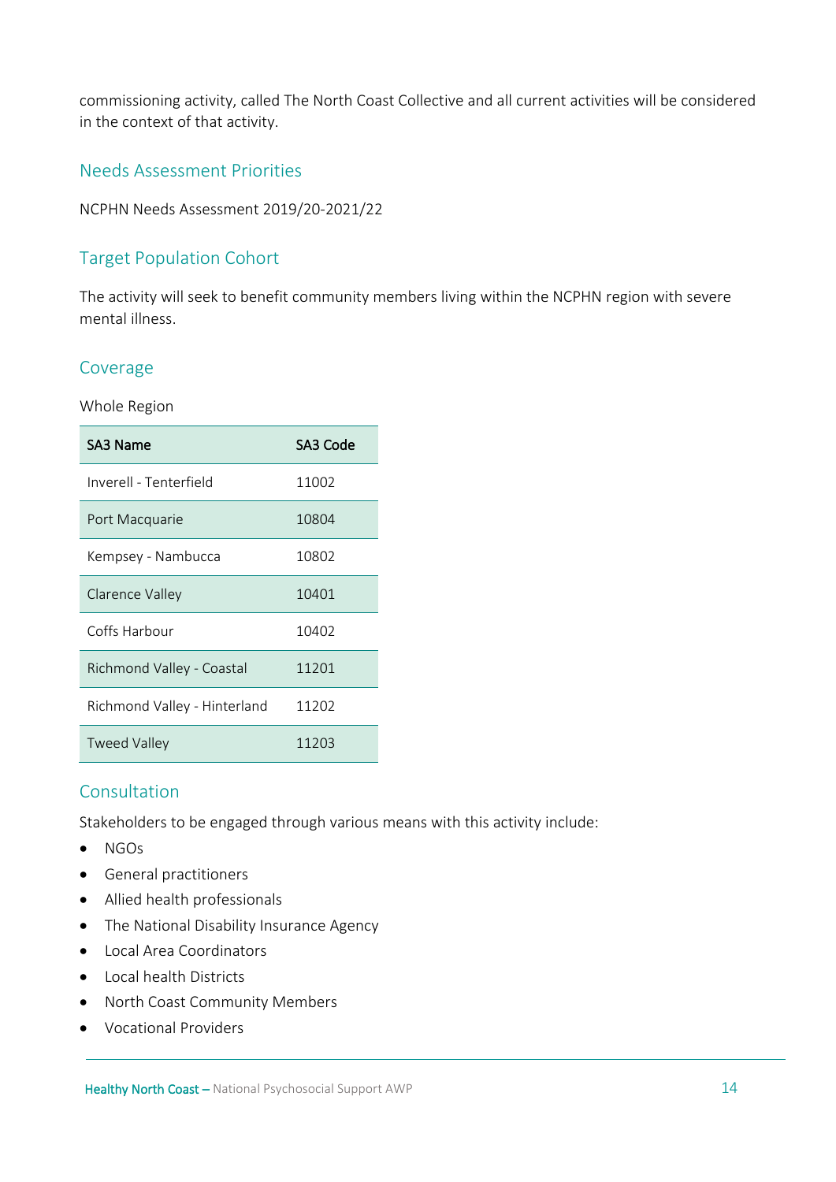commissioning activity, called The North Coast Collective and all current activities will be considered in the context of that activity.

## Needs Assessment Priorities

NCPHN Needs Assessment 2019/20-2021/22

## Target Population Cohort

The activity will seek to benefit community members living within the NCPHN region with severe mental illness.

## Coverage

Whole Region

| SA3 Name | SA3 Code |
|---|---|
| Inverell - Tenterfield | 11002 |
| Port Macquarie | 10804 |
| Kempsey - Nambucca | 10802 |
| Clarence Valley | 10401 |
| Coffs Harbour | 10402 |
| Richmond Valley - Coastal | 11201 |
| Richmond Valley - Hinterland | 11202 |
| Tweed Valley | 11203 |

## Consultation

Stakeholders to be engaged through various means with this activity include:

- NGOs
- General practitioners
- Allied health professionals
- The National Disability Insurance Agency
- Local Area Coordinators
- Local health Districts
- North Coast Community Members
- Vocational Providers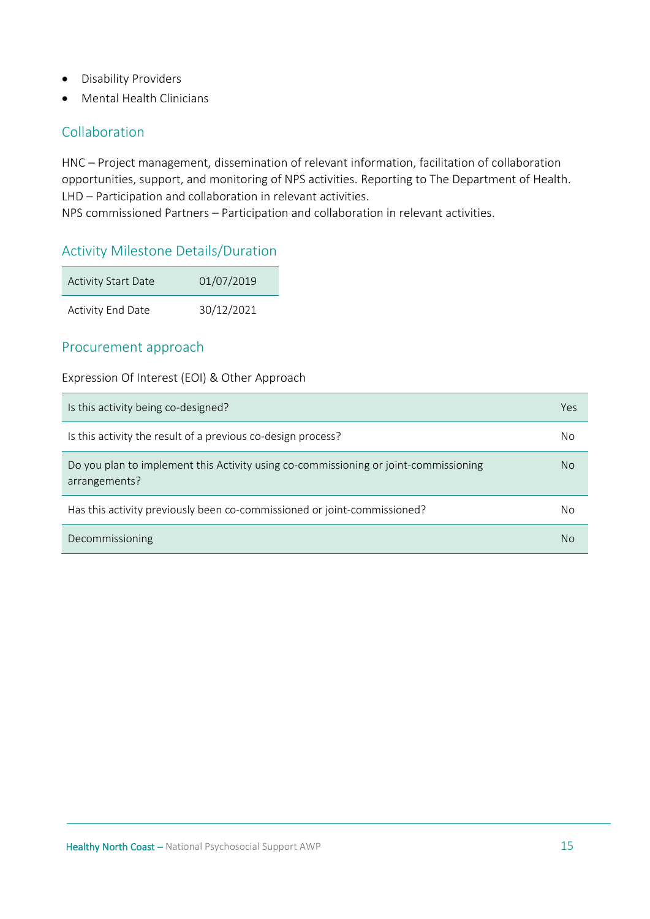- Disability Providers
- Mental Health Clinicians

## Collaboration

HNC – Project management, dissemination of relevant information, facilitation of collaboration opportunities, support, and monitoring of NPS activities. Reporting to The Department of Health.
LHD – Participation and collaboration in relevant activities.
NPS commissioned Partners – Participation and collaboration in relevant activities.

## Activity Milestone Details/Duration

| | |
|---|---|
| Activity Start Date | 01/07/2019 |
| Activity End Date | 30/12/2021 |

## Procurement approach

Expression Of Interest (EOI) & Other Approach

| | |
|---|---|
| Is this activity being co-designed? | Yes |
| Is this activity the result of a previous co-design process? | No |
| Do you plan to implement this Activity using co-commissioning or joint-commissioning arrangements? | No |
| Has this activity previously been co-commissioned or joint-commissioned? | No |
| Decommissioning | No |